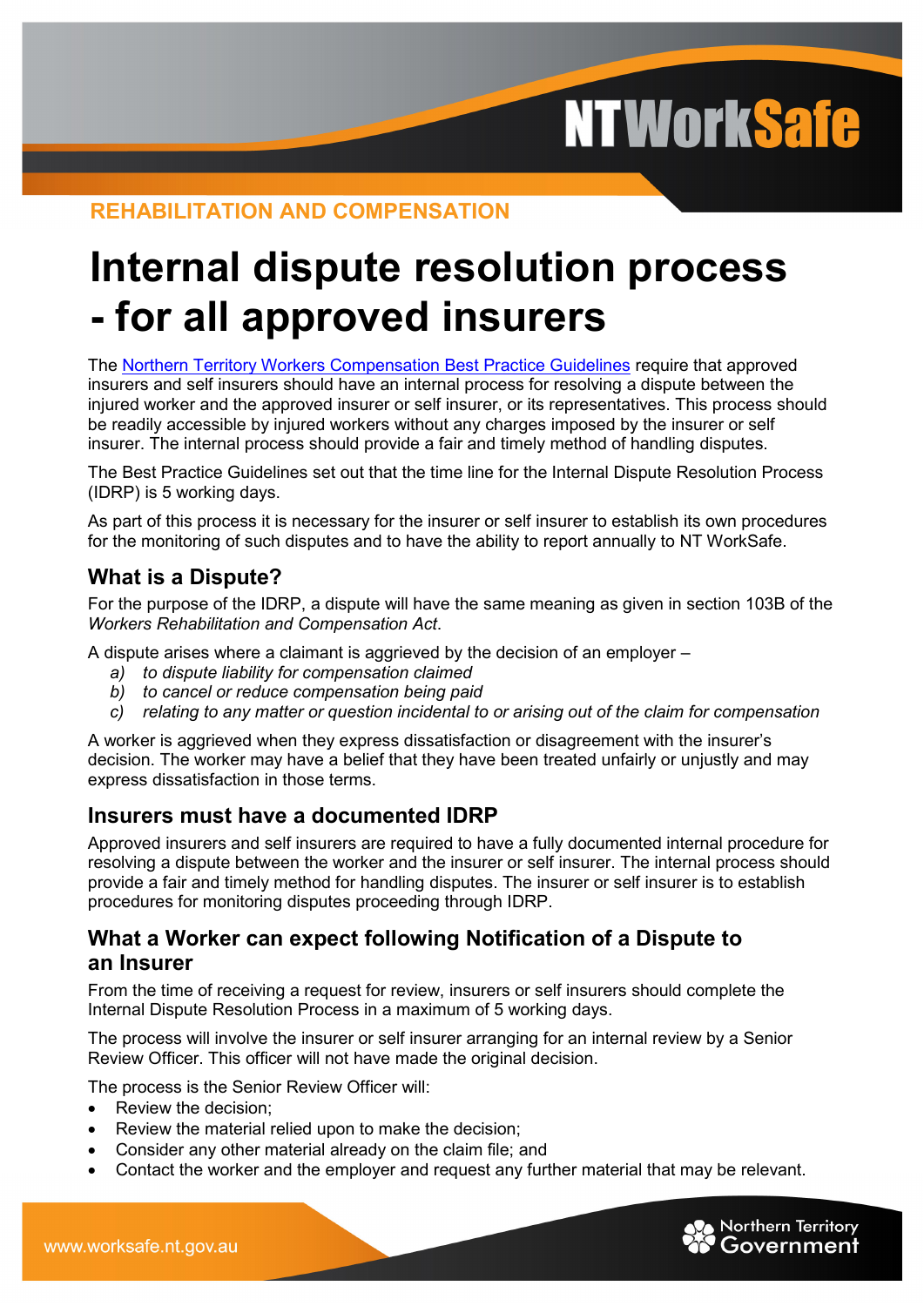REHABILITATION AND COMPENSATION

# Internal dispute resolution process - for all approved insurers

The Northern Territory Workers Compensation Best Practice Guidelines require that approved insurers and self insurers should have an internal process for resolving a dispute between the injured worker and the approved insurer or self insurer, or its representatives. This process should be readily accessible by injured workers without any charges imposed by the insurer or self insurer. The internal process should provide a fair and timely method of handling disputes.

The Best Practice Guidelines set out that the time line for the Internal Dispute Resolution Process (IDRP) is 5 working days.

As part of this process it is necessary for the insurer or self insurer to establish its own procedures for the monitoring of such disputes and to have the ability to report annually to NT WorkSafe.

## What is a Dispute?

For the purpose of the IDRP, a dispute will have the same meaning as given in section 103B of the *Workers Rehabilitation and Compensation Act*.

A dispute arises where a claimant is aggrieved by the decision of an employer –

a) *to dispute liability for compensation claimed*
b) *to cancel or reduce compensation being paid*
c) *relating to any matter or question incidental to or arising out of the claim for compensation*

A worker is aggrieved when they express dissatisfaction or disagreement with the insurer's decision. The worker may have a belief that they have been treated unfairly or unjustly and may express dissatisfaction in those terms.

## Insurers must have a documented IDRP

Approved insurers and self insurers are required to have a fully documented internal procedure for resolving a dispute between the worker and the insurer or self insurer. The internal process should provide a fair and timely method for handling disputes. The insurer or self insurer is to establish procedures for monitoring disputes proceeding through IDRP.

## What a Worker can expect following Notification of a Dispute to an Insurer

From the time of receiving a request for review, insurers or self insurers should complete the Internal Dispute Resolution Process in a maximum of 5 working days.

The process will involve the insurer or self insurer arranging for an internal review by a Senior Review Officer. This officer will not have made the original decision.

The process is the Senior Review Officer will:

- Review the decision;
- Review the material relied upon to make the decision;
- Consider any other material already on the claim file; and
- Contact the worker and the employer and request any further material that may be relevant.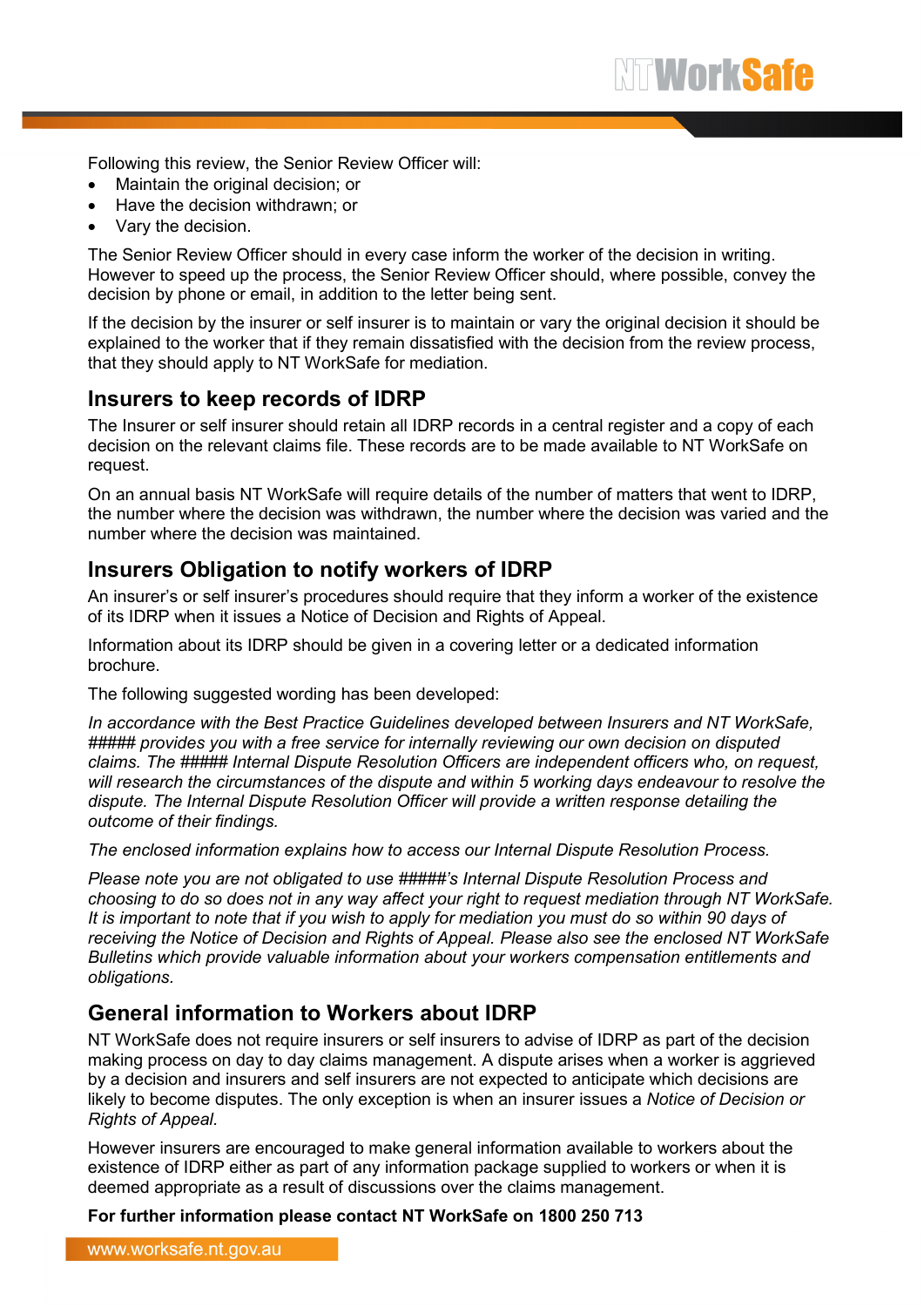Following this review, the Senior Review Officer will:

- Maintain the original decision; or
- Have the decision withdrawn; or
- Vary the decision.

The Senior Review Officer should in every case inform the worker of the decision in writing. However to speed up the process, the Senior Review Officer should, where possible, convey the decision by phone or email, in addition to the letter being sent.

If the decision by the insurer or self insurer is to maintain or vary the original decision it should be explained to the worker that if they remain dissatisfied with the decision from the review process, that they should apply to NT WorkSafe for mediation.

## Insurers to keep records of IDRP

The Insurer or self insurer should retain all IDRP records in a central register and a copy of each decision on the relevant claims file. These records are to be made available to NT WorkSafe on request.

On an annual basis NT WorkSafe will require details of the number of matters that went to IDRP, the number where the decision was withdrawn, the number where the decision was varied and the number where the decision was maintained.

## Insurers Obligation to notify workers of IDRP

An insurer's or self insurer's procedures should require that they inform a worker of the existence of its IDRP when it issues a Notice of Decision and Rights of Appeal.

Information about its IDRP should be given in a covering letter or a dedicated information brochure.

The following suggested wording has been developed:

*In accordance with the Best Practice Guidelines developed between Insurers and NT WorkSafe, ##### provides you with a free service for internally reviewing our own decision on disputed claims. The ##### Internal Dispute Resolution Officers are independent officers who, on request, will research the circumstances of the dispute and within 5 working days endeavour to resolve the dispute. The Internal Dispute Resolution Officer will provide a written response detailing the outcome of their findings.*

*The enclosed information explains how to access our Internal Dispute Resolution Process.*

*Please note you are not obligated to use #####'s Internal Dispute Resolution Process and choosing to do so does not in any way affect your right to request mediation through NT WorkSafe. It is important to note that if you wish to apply for mediation you must do so within 90 days of receiving the Notice of Decision and Rights of Appeal. Please also see the enclosed NT WorkSafe Bulletins which provide valuable information about your workers compensation entitlements and obligations.*

## General information to Workers about IDRP

NT WorkSafe does not require insurers or self insurers to advise of IDRP as part of the decision making process on day to day claims management. A dispute arises when a worker is aggrieved by a decision and insurers and self insurers are not expected to anticipate which decisions are likely to become disputes. The only exception is when an insurer issues a *Notice of Decision or Rights of Appeal.*

However insurers are encouraged to make general information available to workers about the existence of IDRP either as part of any information package supplied to workers or when it is deemed appropriate as a result of discussions over the claims management.

**For further information please contact NT WorkSafe on 1800 250 713**